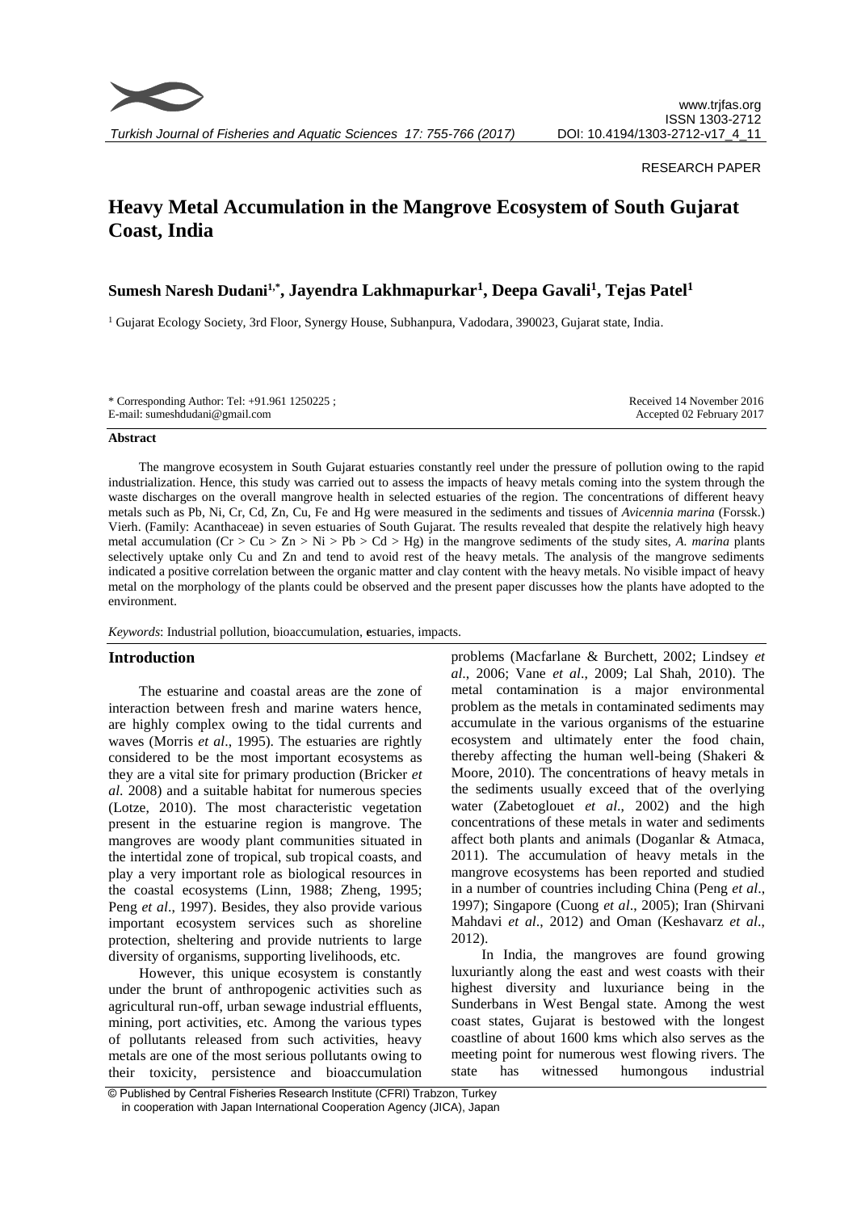RESEARCH PAPER

# Heavy Metal Accumulation in the Mangrove Ecosystem of South Gujarat Coast, India

**Sumesh Naresh Dudani[1,*], Jayendra Lakhmapurkar[1], Deepa Gavali[1], Tejas Patel[1]**

[1] Gujarat Ecology Society, 3rd Floor, Synergy House, Subhanpura, Vadodara, 390023, Gujarat state, India.

\* Corresponding Author: Tel: +91.961 1250225 ;
E-mail: sumeshdudani@gmail.com

Received 14 November 2016
Accepted 02 February 2017

### Abstract

The mangrove ecosystem in South Gujarat estuaries constantly reel under the pressure of pollution owing to the rapid industrialization. Hence, this study was carried out to assess the impacts of heavy metals coming into the system through the waste discharges on the overall mangrove health in selected estuaries of the region. The concentrations of different heavy metals such as Pb, Ni, Cr, Cd, Zn, Cu, Fe and Hg were measured in the sediments and tissues of *Avicennia marina* (Forssk.) Vierh. (Family: Acanthaceae) in seven estuaries of South Gujarat. The results revealed that despite the relatively high heavy metal accumulation (Cr > Cu > Zn > Ni > Pb > Cd > Hg) in the mangrove sediments of the study sites, *A. marina* plants selectively uptake only Cu and Zn and tend to avoid rest of the heavy metals. The analysis of the mangrove sediments indicated a positive correlation between the organic matter and clay content with the heavy metals. No visible impact of heavy metal on the morphology of the plants could be observed and the present paper discusses how the plants have adopted to the environment.

*Keywords*: Industrial pollution, bioaccumulation, **e**stuaries, impacts.

## Introduction

The estuarine and coastal areas are the zone of interaction between fresh and marine waters hence, are highly complex owing to the tidal currents and waves (Morris *et al*., 1995). The estuaries are rightly considered to be the most important ecosystems as they are a vital site for primary production (Bricker *et al*. 2008) and a suitable habitat for numerous species (Lotze, 2010). The most characteristic vegetation present in the estuarine region is mangrove. The mangroves are woody plant communities situated in the intertidal zone of tropical, sub tropical coasts, and play a very important role as biological resources in the coastal ecosystems (Linn, 1988; Zheng, 1995; Peng *et al*., 1997). Besides, they also provide various important ecosystem services such as shoreline protection, sheltering and provide nutrients to large diversity of organisms, supporting livelihoods, etc.

However, this unique ecosystem is constantly under the brunt of anthropogenic activities such as agricultural run-off, urban sewage industrial effluents, mining, port activities, etc. Among the various types of pollutants released from such activities, heavy metals are one of the most serious pollutants owing to their toxicity, persistence and bioaccumulation problems (Macfarlane & Burchett, 2002; Lindsey *et al*., 2006; Vane *et al*., 2009; Lal Shah, 2010). The metal contamination is a major environmental problem as the metals in contaminated sediments may accumulate in the various organisms of the estuarine ecosystem and ultimately enter the food chain, thereby affecting the human well-being (Shakeri & Moore, 2010). The concentrations of heavy metals in the sediments usually exceed that of the overlying water (Zabetoglouet *et al.*, 2002) and the high concentrations of these metals in water and sediments affect both plants and animals (Doganlar & Atmaca, 2011). The accumulation of heavy metals in the mangrove ecosystems has been reported and studied in a number of countries including China (Peng *et al*., 1997); Singapore (Cuong *et al*., 2005); Iran (Shirvani Mahdavi *et al*., 2012) and Oman (Keshavarz *et al*., 2012).

In India, the mangroves are found growing luxuriantly along the east and west coasts with their highest diversity and luxuriance being in the Sunderbans in West Bengal state. Among the west coast states, Gujarat is bestowed with the longest coastline of about 1600 kms which also serves as the meeting point for numerous west flowing rivers. The state has witnessed humongous industrial

© Published by Central Fisheries Research Institute (CFRI) Trabzon, Turkey
in cooperation with Japan International Cooperation Agency (JICA), Japan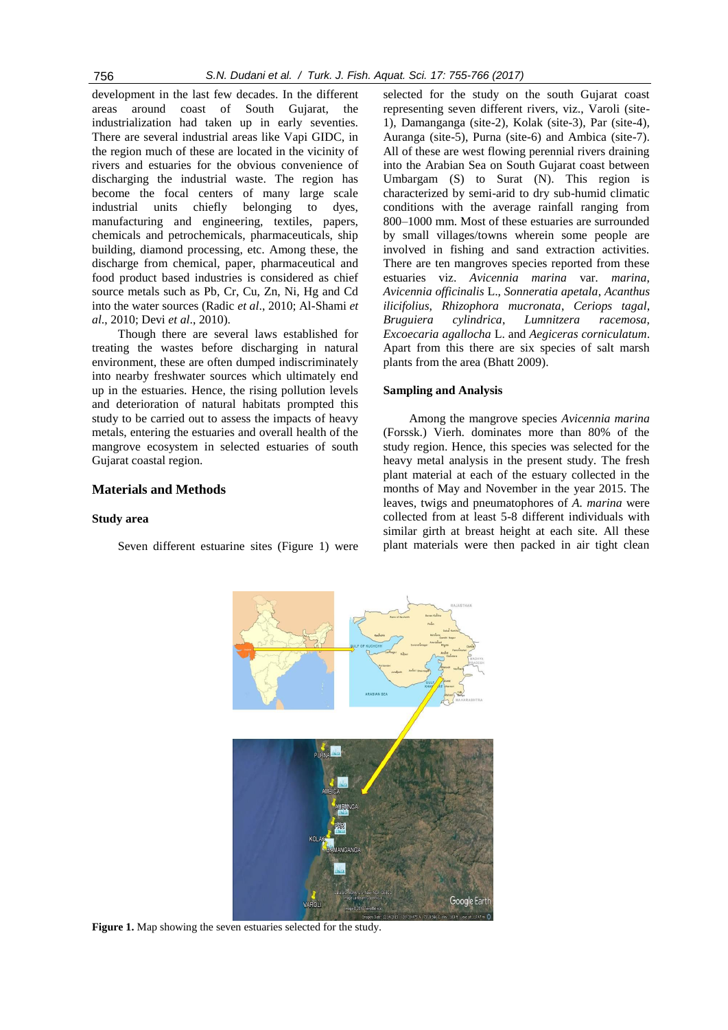development in the last few decades. In the different areas around coast of South Gujarat, the industrialization had taken up in early seventies. There are several industrial areas like Vapi GIDC, in the region much of these are located in the vicinity of rivers and estuaries for the obvious convenience of discharging the industrial waste. The region has become the focal centers of many large scale industrial units chiefly belonging to dyes, manufacturing and engineering, textiles, papers, chemicals and petrochemicals, pharmaceuticals, ship building, diamond processing, etc. Among these, the discharge from chemical, paper, pharmaceutical and food product based industries is considered as chief source metals such as Pb, Cr, Cu, Zn, Ni, Hg and Cd into the water sources (Radic *et al*., 2010; Al-Shami *et al*., 2010; Devi *et al*., 2010).

Though there are several laws established for treating the wastes before discharging in natural environment, these are often dumped indiscriminately into nearby freshwater sources which ultimately end up in the estuaries. Hence, the rising pollution levels and deterioration of natural habitats prompted this study to be carried out to assess the impacts of heavy metals, entering the estuaries and overall health of the mangrove ecosystem in selected estuaries of south Gujarat coastal region.

## Materials and Methods

### Study area

Seven different estuarine sites (Figure 1) were selected for the study on the south Gujarat coast representing seven different rivers, viz., Varoli (site-1), Damanganga (site-2), Kolak (site-3), Par (site-4), Auranga (site-5), Purna (site-6) and Ambica (site-7). All of these are west flowing perennial rivers draining into the Arabian Sea on South Gujarat coast between Umbargam (S) to Surat (N). This region is characterized by semi-arid to dry sub-humid climatic conditions with the average rainfall ranging from 800–1000 mm. Most of these estuaries are surrounded by small villages/towns wherein some people are involved in fishing and sand extraction activities. There are ten mangroves species reported from these estuaries viz. *Avicennia marina* var. *marina*, *Avicennia officinalis* L., *Sonneratia apetala*, *Acanthus ilicifolius*, *Rhizophora mucronata*, *Ceriops tagal*, *Bruguiera cylindrica*, *Lumnitzera racemosa*, *Excoecaria agallocha* L. and *Aegiceras corniculatum*. Apart from this there are six species of salt marsh plants from the area (Bhatt 2009).

### Sampling and Analysis

Among the mangrove species *Avicennia marina* (Forssk.) Vierh. dominates more than 80% of the study region. Hence, this species was selected for the heavy metal analysis in the present study. The fresh plant material at each of the estuary collected in the months of May and November in the year 2015. The leaves, twigs and pneumatophores of *A. marina* were collected from at least 5-8 different individuals with similar girth at breast height at each site. All these plant materials were then packed in air tight clean

**Figure 1.** Map showing the seven estuaries selected for the study.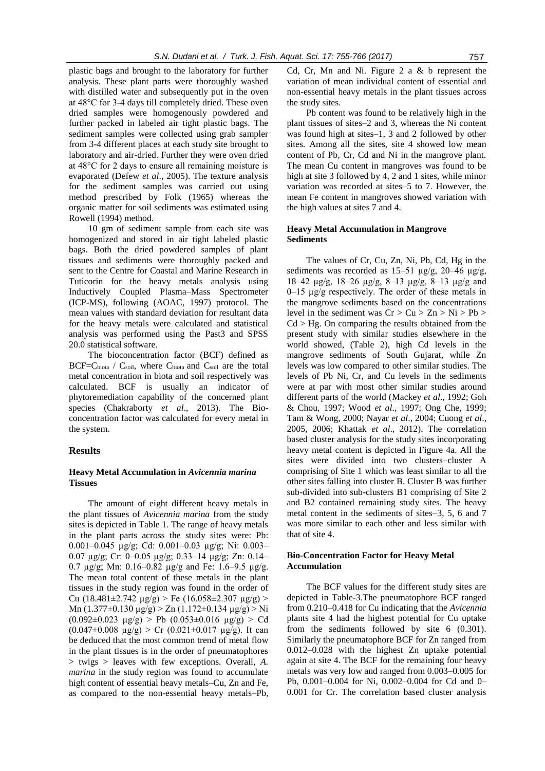plastic bags and brought to the laboratory for further analysis. These plant parts were thoroughly washed with distilled water and subsequently put in the oven at 48°C for 3-4 days till completely dried. These oven dried samples were homogenously powdered and further packed in labeled air tight plastic bags. The sediment samples were collected using grab sampler from 3-4 different places at each study site brought to laboratory and air-dried. Further they were oven dried at 48°C for 2 days to ensure all remaining moisture is evaporated (Defew *et al*., 2005). The texture analysis for the sediment samples was carried out using method prescribed by Folk (1965) whereas the organic matter for soil sediments was estimated using Rowell (1994) method.

10 gm of sediment sample from each site was homogenized and stored in air tight labeled plastic bags. Both the dried powdered samples of plant tissues and sediments were thoroughly packed and sent to the Centre for Coastal and Marine Research in Tuticorin for the heavy metals analysis using Inductively Coupled Plasma–Mass Spectrometer (ICP-MS), following (AOAC, 1997) protocol. The mean values with standard deviation for resultant data for the heavy metals were calculated and statistical analysis was performed using the Past3 and SPSS 20.0 statistical software.

The bioconcentration factor (BCF) defined as $BCF = C_{biota} / C_{soil}$, where $C_{biota}$ and $C_{soil}$ are the total metal concentration in biota and soil respectively was calculated. BCF is usually an indicator of phytoremediation capability of the concerned plant species (Chakraborty *et al*., 2013). The Bio-concentration factor was calculated for every metal in the system.

## Results

### Heavy Metal Accumulation in *Avicennia marina* Tissues

The amount of eight different heavy metals in the plant tissues of *Avicennia marina* from the study sites is depicted in Table 1. The range of heavy metals in the plant parts across the study sites were: Pb: 0.001–0.045 µg/g; Cd: 0.001–0.03 µg/g; Ni: 0.003–0.07 µg/g; Cr: 0–0.05 µg/g; 0.33–14 µg/g; Zn: 0.14–0.7 µg/g; Mn: 0.16–0.82 µg/g and Fe: 1.6–9.5 µg/g. The mean total content of these metals in the plant tissues in the study region was found in the order of Cu (18.481±2.742 µg/g) > Fe (16.058±2.307 µg/g) > Mn (1.377±0.130 µg/g) > Zn (1.172±0.134 µg/g) > Ni (0.092±0.023 µg/g) > Pb (0.053±0.016 µg/g) > Cd (0.047±0.008 µg/g) > Cr (0.021±0.017 µg/g). It can be deduced that the most common trend of metal flow in the plant tissues is in the order of pneumatophores > twigs > leaves with few exceptions. Overall, *A. marina* in the study region was found to accumulate high content of essential heavy metals–Cu, Zn and Fe, as compared to the non-essential heavy metals–Pb, Cd, Cr, Mn and Ni. Figure 2 a & b represent the variation of mean individual content of essential and non-essential heavy metals in the plant tissues across the study sites.

Pb content was found to be relatively high in the plant tissues of sites–2 and 3, whereas the Ni content was found high at sites–1, 3 and 2 followed by other sites. Among all the sites, site 4 showed low mean content of Pb, Cr, Cd and Ni in the mangrove plant. The mean Cu content in mangroves was found to be high at site 3 followed by 4, 2 and 1 sites, while minor variation was recorded at sites–5 to 7. However, the mean Fe content in mangroves showed variation with the high values at sites 7 and 4.

### Heavy Metal Accumulation in Mangrove Sediments

The values of Cr, Cu, Zn, Ni, Pb, Cd, Hg in the sediments was recorded as 15–51 µg/g, 20–46 µg/g, 18–42 µg/g, 18–26 µg/g, 8–13 µg/g, 8–13 µg/g and 0–15 µg/g respectively. The order of these metals in the mangrove sediments based on the concentrations level in the sediment was Cr > Cu > Zn > Ni > Pb > Cd > Hg. On comparing the results obtained from the present study with similar studies elsewhere in the world showed, (Table 2), high Cd levels in the mangrove sediments of South Gujarat, while Zn levels was low compared to other similar studies. The levels of Pb Ni, Cr, and Cu levels in the sediments were at par with most other similar studies around different parts of the world (Mackey *et al*., 1992; Goh & Chou, 1997; Wood *et al*., 1997; Ong Che, 1999; Tam & Wong, 2000; Nayar *et al*., 2004; Cuong *et al*., 2005, 2006; Khattak *et al*., 2012). The correlation based cluster analysis for the study sites incorporating heavy metal content is depicted in Figure 4a. All the sites were divided into two clusters–cluster A comprising of Site 1 which was least similar to all the other sites falling into cluster B. Cluster B was further sub-divided into sub-clusters B1 comprising of Site 2 and B2 contained remaining study sites. The heavy metal content in the sediments of sites–3, 5, 6 and 7 was more similar to each other and less similar with that of site 4.

### Bio-Concentration Factor for Heavy Metal Accumulation

The BCF values for the different study sites are depicted in Table-3.The pneumatophore BCF ranged from 0.210–0.418 for Cu indicating that the *Avicennia* plants site 4 had the highest potential for Cu uptake from the sediments followed by site 6 (0.301). Similarly the pneumatophore BCF for Zn ranged from 0.012–0.028 with the highest Zn uptake potential again at site 4. The BCF for the remaining four heavy metals was very low and ranged from 0.003–0.005 for Pb, 0.001–0.004 for Ni, 0.002–0.004 for Cd and 0–0.001 for Cr. The correlation based cluster analysis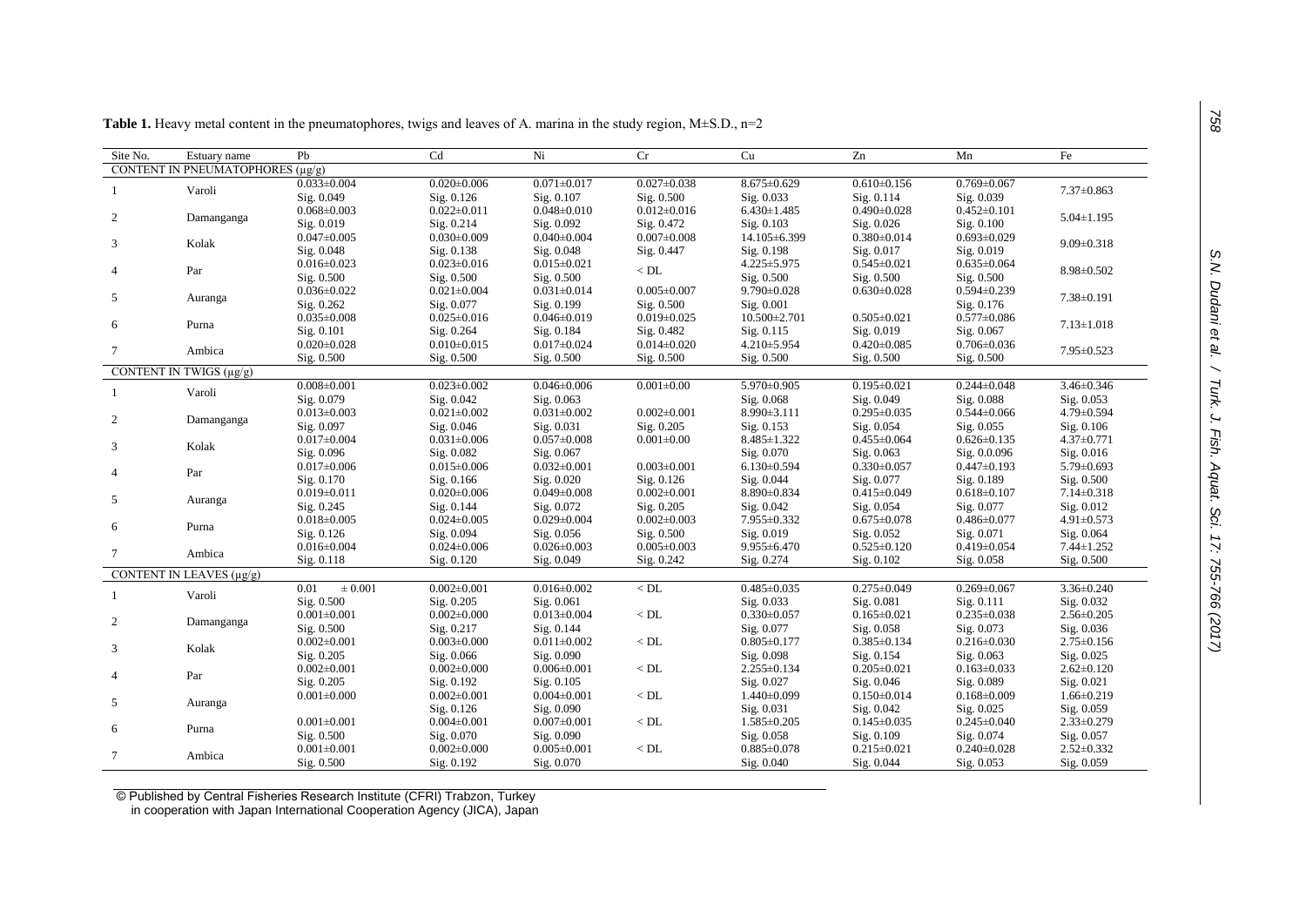**Table 1.** Heavy metal content in the pneumatophores, twigs and leaves of A. marina in the study region, M±S.D., n=2

| Site No. | Estuary name | Pb | Cd | Ni | Cr | Cu | Zn | Mn | Fe |
|---|---|---|---|---|---|---|---|---|---|
| CONTENT IN PNEUMATOPHORES (μg/g) | | | | | | | | | |
| 1 | Varoli | 0.033±0.004<br>Sig. 0.049 | 0.020±0.006<br>Sig. 0.126 | 0.071±0.017<br>Sig. 0.107 | 0.027±0.038<br>Sig. 0.500 | 8.675±0.629<br>Sig. 0.033 | 0.610±0.156<br>Sig. 0.114 | 0.769±0.067<br>Sig. 0.039 | 7.37±0.863 |
| 2 | Damanganga | 0.068±0.003<br>Sig. 0.019 | 0.022±0.011<br>Sig. 0.214 | 0.048±0.010<br>Sig. 0.092 | 0.012±0.016<br>Sig. 0.472 | 6.430±1.485<br>Sig. 0.103 | 0.490±0.028<br>Sig. 0.026 | 0.452±0.101<br>Sig. 0.100 | 5.04±1.195 |
| 3 | Kolak | 0.047±0.005<br>Sig. 0.048 | 0.030±0.009<br>Sig. 0.138 | 0.040±0.004<br>Sig. 0.048 | 0.007±0.008<br>Sig. 0.447 | 14.105±6.399<br>Sig. 0.198 | 0.380±0.014<br>Sig. 0.017 | 0.693±0.029<br>Sig. 0.019 | 9.09±0.318 |
| 4 | Par | 0.016±0.023<br>Sig. 0.500 | 0.023±0.016<br>Sig. 0.500 | 0.015±0.021<br>Sig. 0.500 | < DL | 4.225±5.975<br>Sig. 0.500 | 0.545±0.021<br>Sig. 0.500 | 0.635±0.064<br>Sig. 0.500 | 8.98±0.502 |
| 5 | Auranga | 0.036±0.022<br>Sig. 0.262 | 0.021±0.004<br>Sig. 0.077 | 0.031±0.014<br>Sig. 0.199 | 0.005±0.007<br>Sig. 0.500 | 9.790±0.028<br>Sig. 0.001 | 0.630±0.028 | 0.594±0.239<br>Sig. 0.176 | 7.38±0.191 |
| 6 | Purna | 0.035±0.008<br>Sig. 0.101 | 0.025±0.016<br>Sig. 0.264 | 0.046±0.019<br>Sig. 0.184 | 0.019±0.025<br>Sig. 0.482 | 10.500±2.701<br>Sig. 0.115 | 0.505±0.021<br>Sig. 0.019 | 0.577±0.086<br>Sig. 0.067 | 7.13±1.018 |
| 7 | Ambica | 0.020±0.028<br>Sig. 0.500 | 0.010±0.015<br>Sig. 0.500 | 0.017±0.024<br>Sig. 0.500 | 0.014±0.020<br>Sig. 0.500 | 4.210±5.954<br>Sig. 0.500 | 0.420±0.085<br>Sig. 0.500 | 0.706±0.036<br>Sig. 0.500 | 7.95±0.523 |
| CONTENT IN TWIGS (μg/g) | | | | | | | | | |
| 1 | Varoli | 0.008±0.001<br>Sig. 0.079 | 0.023±0.002<br>Sig. 0.042 | 0.046±0.006<br>Sig. 0.063 | 0.001±0.00 | 5.970±0.905<br>Sig. 0.068 | 0.195±0.021<br>Sig. 0.049 | 0.244±0.048<br>Sig. 0.088 | 3.46±0.346<br>Sig. 0.053 |
| 2 | Damanganga | 0.013±0.003<br>Sig. 0.097 | 0.021±0.002<br>Sig. 0.046 | 0.031±0.002<br>Sig. 0.031 | 0.002±0.001<br>Sig. 0.205 | 8.990±3.111<br>Sig. 0.153 | 0.295±0.035<br>Sig. 0.054 | 0.544±0.066<br>Sig. 0.055 | 4.79±0.594<br>Sig. 0.106 |
| 3 | Kolak | 0.017±0.004<br>Sig. 0.096 | 0.031±0.006<br>Sig. 0.082 | 0.057±0.008<br>Sig. 0.067 | 0.001±0.00 | 8.485±1.322<br>Sig. 0.070 | 0.455±0.064<br>Sig. 0.063 | 0.626±0.135<br>Sig. 0.0.096 | 4.37±0.771<br>Sig. 0.016 |
| 4 | Par | 0.017±0.006<br>Sig. 0.170 | 0.015±0.006<br>Sig. 0.166 | 0.032±0.001<br>Sig. 0.020 | 0.003±0.001<br>Sig. 0.126 | 6.130±0.594<br>Sig. 0.044 | 0.330±0.057<br>Sig. 0.077 | 0.447±0.193<br>Sig. 0.189 | 5.79±0.693<br>Sig. 0.500 |
| 5 | Auranga | 0.019±0.011<br>Sig. 0.245 | 0.020±0.006<br>Sig. 0.144 | 0.049±0.008<br>Sig. 0.072 | 0.002±0.001<br>Sig. 0.205 | 8.890±0.834<br>Sig. 0.042 | 0.415±0.049<br>Sig. 0.054 | 0.618±0.107<br>Sig. 0.077 | 7.14±0.318<br>Sig. 0.012 |
| 6 | Purna | 0.018±0.005<br>Sig. 0.126 | 0.024±0.005<br>Sig. 0.094 | 0.029±0.004<br>Sig. 0.056 | 0.002±0.003<br>Sig. 0.500 | 7.955±0.332<br>Sig. 0.019 | 0.675±0.078<br>Sig. 0.052 | 0.486±0.077<br>Sig. 0.071 | 4.91±0.573<br>Sig. 0.064 |
| 7 | Ambica | 0.016±0.004<br>Sig. 0.118 | 0.024±0.006<br>Sig. 0.120 | 0.026±0.003<br>Sig. 0.049 | 0.005±0.003<br>Sig. 0.242 | 9.955±6.470<br>Sig. 0.274 | 0.525±0.120<br>Sig. 0.102 | 0.419±0.054<br>Sig. 0.058 | 7.44±1.252<br>Sig. 0.500 |
| CONTENT IN LEAVES (μg/g) | | | | | | | | | |
| 1 | Varoli | 0.01 ± 0.001<br>Sig. 0.500 | 0.002±0.001<br>Sig. 0.205 | 0.016±0.002<br>Sig. 0.061 | < DL | 0.485±0.035<br>Sig. 0.033 | 0.275±0.049<br>Sig. 0.081 | 0.269±0.067<br>Sig. 0.111 | 3.36±0.240<br>Sig. 0.032 |
| 2 | Damanganga | 0.001±0.001<br>Sig. 0.500 | 0.002±0.000<br>Sig. 0.217 | 0.013±0.004<br>Sig. 0.144 | < DL | 0.330±0.057<br>Sig. 0.077 | 0.165±0.021<br>Sig. 0.058 | 0.235±0.038<br>Sig. 0.073 | 2.56±0.205<br>Sig. 0.036 |
| 3 | Kolak | 0.002±0.001<br>Sig. 0.205 | 0.003±0.000<br>Sig. 0.066 | 0.011±0.002<br>Sig. 0.090 | < DL | 0.805±0.177<br>Sig. 0.098 | 0.385±0.134<br>Sig. 0.154 | 0.216±0.030<br>Sig. 0.063 | 2.75±0.156<br>Sig. 0.025 |
| 4 | Par | 0.002±0.001<br>Sig. 0.205 | 0.002±0.000<br>Sig. 0.192 | 0.006±0.001<br>Sig. 0.105 | < DL | 2.255±0.134<br>Sig. 0.027 | 0.205±0.021<br>Sig. 0.046 | 0.163±0.033<br>Sig. 0.089 | 2.62±0.120<br>Sig. 0.021 |
| 5 | Auranga | 0.001±0.000 | 0.002±0.001<br>Sig. 0.126 | 0.004±0.001<br>Sig. 0.090 | < DL | 1.440±0.099<br>Sig. 0.031 | 0.150±0.014<br>Sig. 0.042 | 0.168±0.009<br>Sig. 0.025 | 1.66±0.219<br>Sig. 0.059 |
| 6 | Purna | 0.001±0.001<br>Sig. 0.500 | 0.004±0.001<br>Sig. 0.070 | 0.007±0.001<br>Sig. 0.090 | < DL | 1.585±0.205<br>Sig. 0.058 | 0.145±0.035<br>Sig. 0.109 | 0.245±0.040<br>Sig. 0.074 | 2.33±0.279<br>Sig. 0.057 |
| 7 | Ambica | 0.001±0.001<br>Sig. 0.500 | 0.002±0.000<br>Sig. 0.192 | 0.005±0.001<br>Sig. 0.070 | < DL | 0.885±0.078<br>Sig. 0.040 | 0.215±0.021<br>Sig. 0.044 | 0.240±0.028<br>Sig. 0.053 | 2.52±0.332<br>Sig. 0.059 |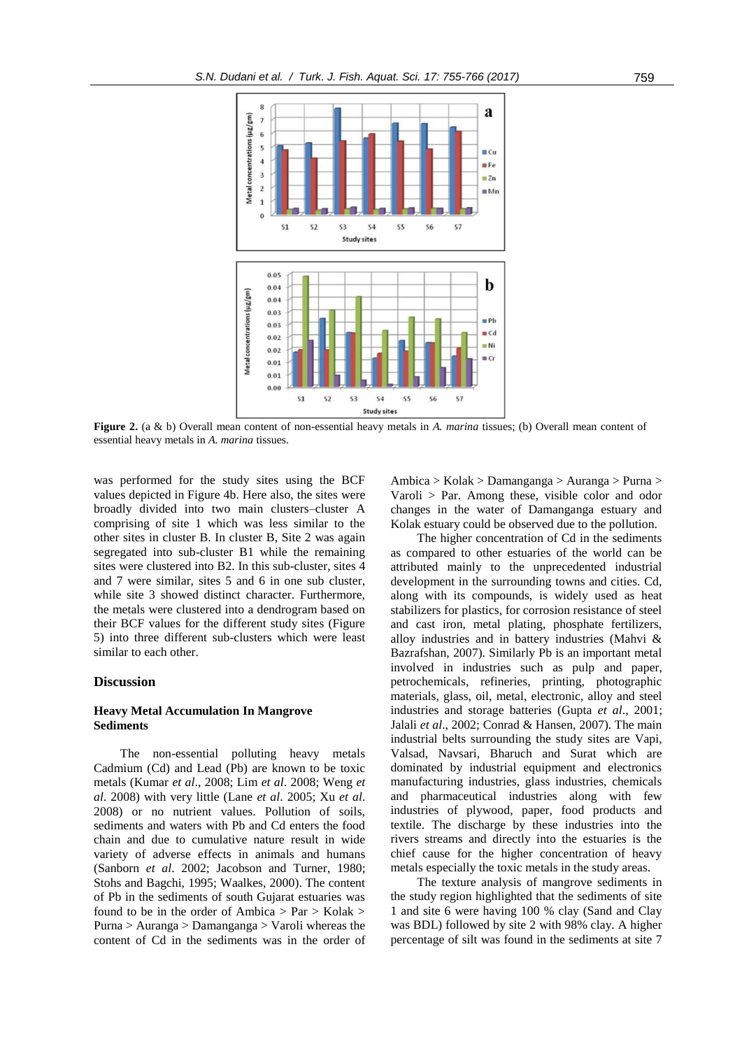**Figure 2.** (a & b) Overall mean content of non-essential heavy metals in *A. marina* tissues; (b) Overall mean content of essential heavy metals in *A. marina* tissues.

was performed for the study sites using the BCF values depicted in Figure 4b. Here also, the sites were broadly divided into two main clusters–cluster A comprising of site 1 which was less similar to the other sites in cluster B. In cluster B, Site 2 was again segregated into sub-cluster B1 while the remaining sites were clustered into B2. In this sub-cluster, sites 4 and 7 were similar, sites 5 and 6 in one sub cluster, while site 3 showed distinct character. Furthermore, the metals were clustered into a dendrogram based on their BCF values for the different study sites (Figure 5) into three different sub-clusters which were least similar to each other.

## Discussion

### Heavy Metal Accumulation In Mangrove Sediments

The non-essential polluting heavy metals Cadmium (Cd) and Lead (Pb) are known to be toxic metals (Kumar *et al*., 2008; Lim *et al*. 2008; Weng *et al*. 2008) with very little (Lane *et al*. 2005; Xu *et al*. 2008) or no nutrient values. Pollution of soils, sediments and waters with Pb and Cd enters the food chain and due to cumulative nature result in wide variety of adverse effects in animals and humans (Sanborn *et al*. 2002; Jacobson and Turner, 1980; Stohs and Bagchi, 1995; Waalkes, 2000). The content of Pb in the sediments of south Gujarat estuaries was found to be in the order of Ambica > Par > Kolak > Purna > Auranga > Damanganga > Varoli whereas the content of Cd in the sediments was in the order of Ambica > Kolak > Damanganga > Auranga > Purna > Varoli > Par. Among these, visible color and odor changes in the water of Damanganga estuary and Kolak estuary could be observed due to the pollution.

The higher concentration of Cd in the sediments as compared to other estuaries of the world can be attributed mainly to the unprecedented industrial development in the surrounding towns and cities. Cd, along with its compounds, is widely used as heat stabilizers for plastics, for corrosion resistance of steel and cast iron, metal plating, phosphate fertilizers, alloy industries and in battery industries (Mahvi & Bazrafshan, 2007). Similarly Pb is an important metal involved in industries such as pulp and paper, petrochemicals, refineries, printing, photographic materials, glass, oil, metal, electronic, alloy and steel industries and storage batteries (Gupta *et al*., 2001; Jalali *et al*., 2002; Conrad & Hansen, 2007). The main industrial belts surrounding the study sites are Vapi, Valsad, Navsari, Bharuch and Surat which are dominated by industrial equipment and electronics manufacturing industries, glass industries, chemicals and pharmaceutical industries along with few industries of plywood, paper, food products and textile. The discharge by these industries into the rivers streams and directly into the estuaries is the chief cause for the higher concentration of heavy metals especially the toxic metals in the study areas.

The texture analysis of mangrove sediments in the study region highlighted that the sediments of site 1 and site 6 were having 100 % clay (Sand and Clay was BDL) followed by site 2 with 98% clay. A higher percentage of silt was found in the sediments at site 7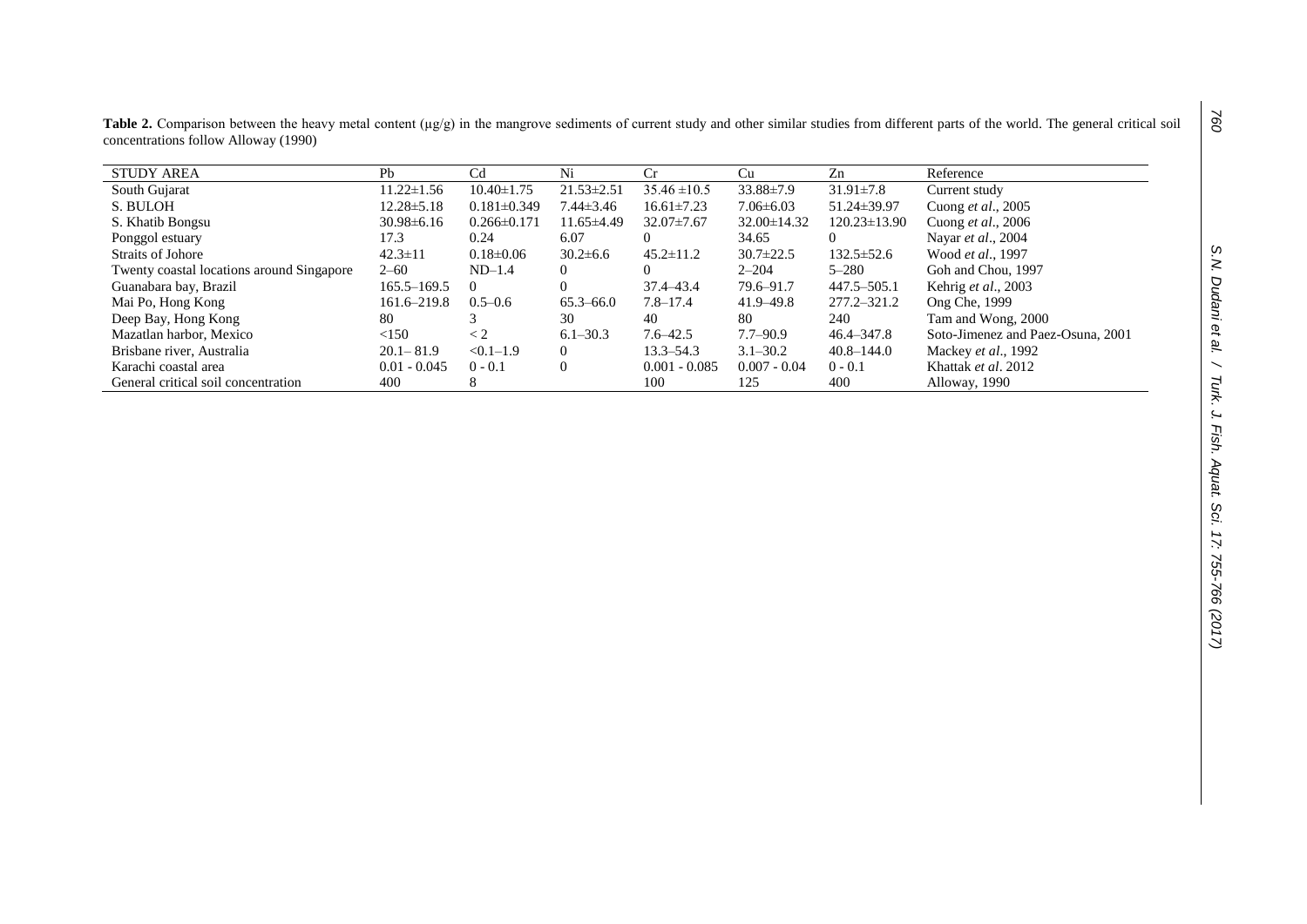**Table 2.** Comparison between the heavy metal content (μg/g) in the mangrove sediments of current study and other similar studies from different parts of the world. The general critical soil concentrations follow Alloway (1990)

| STUDY AREA | Pb | Cd | Ni | Cr | Cu | Zn | Reference |
|---|---|---|---|---|---|---|---|
| South Gujarat | 11.22±1.56 | 10.40±1.75 | 21.53±2.51 | 35.46 ±10.5 | 33.88±7.9 | 31.91±7.8 | Current study |
| S. BULOH | 12.28±5.18 | 0.181±0.349 | 7.44±3.46 | 16.61±7.23 | 7.06±6.03 | 51.24±39.97 | Cuong *et al*., 2005 |
| S. Khatib Bongsu | 30.98±6.16 | 0.266±0.171 | 11.65±4.49 | 32.07±7.67 | 32.00±14.32 | 120.23±13.90 | Cuong *et al*., 2006 |
| Ponggol estuary | 17.3 | 0.24 | 6.07 | 0 | 34.65 | 0 | Nayar *et al*., 2004 |
| Straits of Johore | 42.3±11 | 0.18±0.06 | 30.2±6.6 | 45.2±11.2 | 30.7±22.5 | 132.5±52.6 | Wood *et al*., 1997 |
| Twenty coastal locations around Singapore | 2–60 | ND–1.4 | 0 | 0 | 2–204 | 5–280 | Goh and Chou, 1997 |
| Guanabara bay, Brazil | 165.5–169.5 | 0 | 0 | 37.4–43.4 | 79.6–91.7 | 447.5–505.1 | Kehrig *et al*., 2003 |
| Mai Po, Hong Kong | 161.6–219.8 | 0.5–0.6 | 65.3–66.0 | 7.8–17.4 | 41.9–49.8 | 277.2–321.2 | Ong Che, 1999 |
| Deep Bay, Hong Kong | 80 | 3 | 30 | 40 | 80 | 240 | Tam and Wong, 2000 |
| Mazatlan harbor, Mexico | <150 | < 2 | 6.1–30.3 | 7.6–42.5 | 7.7–90.9 | 46.4–347.8 | Soto-Jimenez and Paez-Osuna, 2001 |
| Brisbane river, Australia | 20.1– 81.9 | <0.1–1.9 | 0 | 13.3–54.3 | 3.1–30.2 | 40.8–144.0 | Mackey *et al*., 1992 |
| Karachi coastal area | 0.01 - 0.045 | 0 - 0.1 | 0 | 0.001 - 0.085 | 0.007 - 0.04 | 0 - 0.1 | Khattak *et al*. 2012 |
| General critical soil concentration | 400 | 8 | | 100 | 125 | 400 | Alloway, 1990 |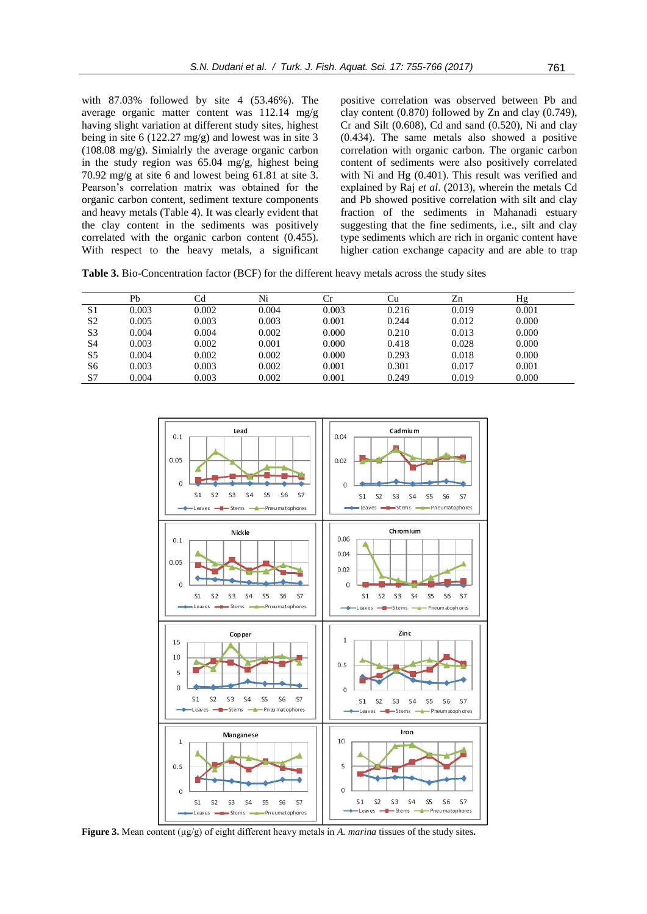with 87.03% followed by site 4 (53.46%). The average organic matter content was 112.14 mg/g having slight variation at different study sites, highest being in site 6 (122.27 mg/g) and lowest was in site 3 (108.08 mg/g). Similalrly the average organic carbon in the study region was 65.04 mg/g, highest being 70.92 mg/g at site 6 and lowest being 61.81 at site 3. Pearson's correlation matrix was obtained for the organic carbon content, sediment texture components and heavy metals (Table 4). It was clearly evident that the clay content in the sediments was positively correlated with the organic carbon content (0.455). With respect to the heavy metals, a significant positive correlation was observed between Pb and clay content (0.870) followed by Zn and clay (0.749), Cr and Silt (0.608), Cd and sand (0.520), Ni and clay (0.434). The same metals also showed a positive correlation with organic carbon. The organic carbon content of sediments were also positively correlated with Ni and Hg (0.401). This result was verified and explained by Raj *et al*. (2013), wherein the metals Cd and Pb showed positive correlation with silt and clay fraction of the sediments in Mahanadi estuary suggesting that the fine sediments, i.e., silt and clay type sediments which are rich in organic content have higher cation exchange capacity and are able to trap

**Table 3.** Bio-Concentration factor (BCF) for the different heavy metals across the study sites

| | Pb | Cd | Ni | Cr | Cu | Zn | Hg |
|---|---|---|---|---|---|---|---|
| S1 | 0.003 | 0.002 | 0.004 | 0.003 | 0.216 | 0.019 | 0.001 |
| S2 | 0.005 | 0.003 | 0.003 | 0.001 | 0.244 | 0.012 | 0.000 |
| S3 | 0.004 | 0.004 | 0.002 | 0.000 | 0.210 | 0.013 | 0.000 |
| S4 | 0.003 | 0.002 | 0.001 | 0.000 | 0.418 | 0.028 | 0.000 |
| S5 | 0.004 | 0.002 | 0.002 | 0.000 | 0.293 | 0.018 | 0.000 |
| S6 | 0.003 | 0.003 | 0.002 | 0.001 | 0.301 | 0.017 | 0.001 |
| S7 | 0.004 | 0.003 | 0.002 | 0.001 | 0.249 | 0.019 | 0.000 |

**Figure 3.** Mean content (μg/g) of eight different heavy metals in *A. marina* tissues of the study sites.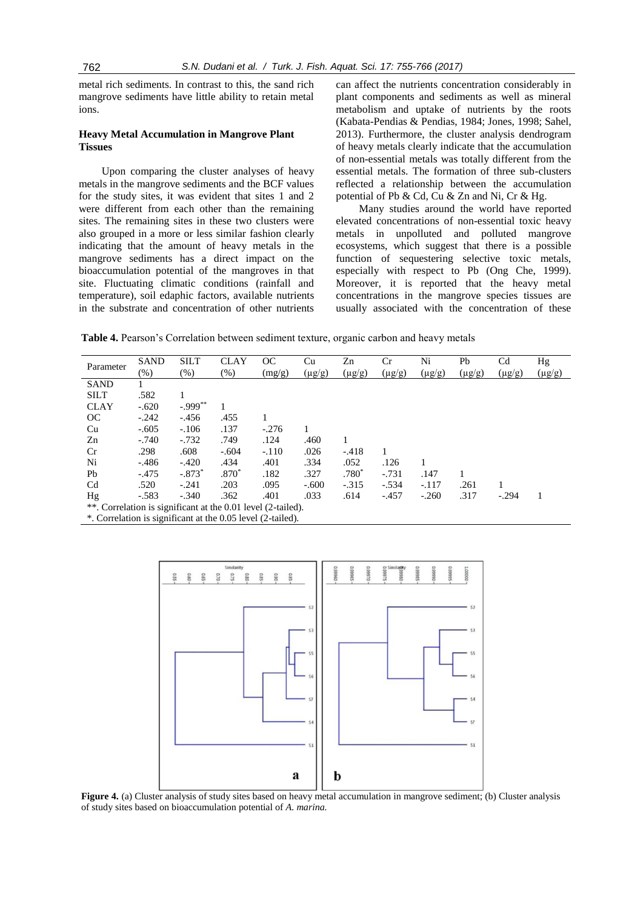metal rich sediments. In contrast to this, the sand rich mangrove sediments have little ability to retain metal ions.

### Heavy Metal Accumulation in Mangrove Plant Tissues

Upon comparing the cluster analyses of heavy metals in the mangrove sediments and the BCF values for the study sites, it was evident that sites 1 and 2 were different from each other than the remaining sites. The remaining sites in these two clusters were also grouped in a more or less similar fashion clearly indicating that the amount of heavy metals in the mangrove sediments has a direct impact on the bioaccumulation potential of the mangroves in that site. Fluctuating climatic conditions (rainfall and temperature), soil edaphic factors, available nutrients in the substrate and concentration of other nutrients can affect the nutrients concentration considerably in plant components and sediments as well as mineral metabolism and uptake of nutrients by the roots (Kabata-Pendias & Pendias, 1984; Jones, 1998; Sahel, 2013). Furthermore, the cluster analysis dendrogram of heavy metals clearly indicate that the accumulation of non-essential metals was totally different from the essential metals. The formation of three sub-clusters reflected a relationship between the accumulation potential of Pb & Cd, Cu & Zn and Ni, Cr & Hg.

Many studies around the world have reported elevated concentrations of non-essential toxic heavy metals in unpolluted and polluted mangrove ecosystems, which suggest that there is a possible function of sequestering selective toxic metals, especially with respect to Pb (Ong Che, 1999). Moreover, it is reported that the heavy metal concentrations in the mangrove species tissues are usually associated with the concentration of these

**Table 4.** Pearson's Correlation between sediment texture, organic carbon and heavy metals

| Parameter | SAND (%) | SILT (%) | CLAY (%) | OC (mg/g) | Cu (μg/g) | Zn (μg/g) | Cr (μg/g) | Ni (μg/g) | Pb (μg/g) | Cd (μg/g) | Hg (μg/g) |
|---|---|---|---|---|---|---|---|---|---|---|---|
| SAND | 1 | | | | | | | | | | |
| SILT | .582 | 1 | | | | | | | | | |
| CLAY | -.620 | -.999** | 1 | | | | | | | | |
| OC | -.242 | -.456 | .455 | 1 | | | | | | | |
| Cu | -.605 | -.106 | .137 | -.276 | 1 | | | | | | |
| Zn | -.740 | -.732 | .749 | .124 | .460 | 1 | | | | | |
| Cr | .298 | .608 | -.604 | -.110 | .026 | -.418 | 1 | | | | |
| Ni | -.486 | -.420 | .434 | .401 | .334 | .052 | .126 | 1 | | | |
| Pb | -.475 | -.873* | .870* | .182 | .327 | .780* | -.731 | .147 | 1 | | |
| Cd | .520 | -.241 | .203 | .095 | -.600 | -.315 | -.534 | -.117 | .261 | 1 | |
| Hg | -.583 | -.340 | .362 | .401 | .033 | .614 | -.457 | -.260 | .317 | -.294 | 1 |

**. Correlation is significant at the 0.01 level (2-tailed).
*. Correlation is significant at the 0.05 level (2-tailed).

**Figure 4.** (a) Cluster analysis of study sites based on heavy metal accumulation in mangrove sediment; (b) Cluster analysis of study sites based on bioaccumulation potential of *A. marina.*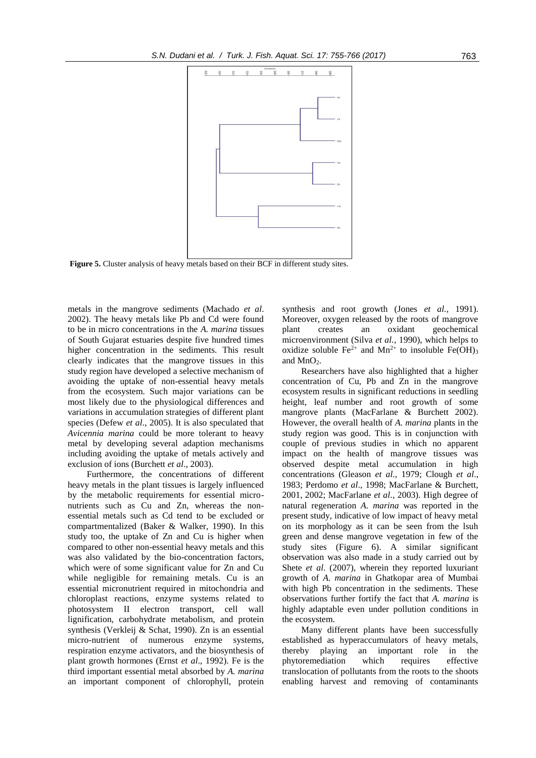**Figure 5.** Cluster analysis of heavy metals based on their BCF in different study sites.

metals in the mangrove sediments (Machado *et al*. 2002). The heavy metals like Pb and Cd were found to be in micro concentrations in the *A. marina* tissues of South Gujarat estuaries despite five hundred times higher concentration in the sediments. This result clearly indicates that the mangrove tissues in this study region have developed a selective mechanism of avoiding the uptake of non-essential heavy metals from the ecosystem. Such major variations can be most likely due to the physiological differences and variations in accumulation strategies of different plant species (Defew *et al*., 2005). It is also speculated that *Avicennia marina* could be more tolerant to heavy metal by developing several adaption mechanisms including avoiding the uptake of metals actively and exclusion of ions (Burchett *et al*., 2003).

Furthermore, the concentrations of different heavy metals in the plant tissues is largely influenced by the metabolic requirements for essential micronutrients such as Cu and Zn, whereas the non-essential metals such as Cd tend to be excluded or compartmentalized (Baker & Walker, 1990). In this study too, the uptake of Zn and Cu is higher when compared to other non-essential heavy metals and this was also validated by the bio-concentration factors, which were of some significant value for Zn and Cu while negligible for remaining metals. Cu is an essential micronutrient required in mitochondria and chloroplast reactions, enzyme systems related to photosystem II electron transport, cell wall lignification, carbohydrate metabolism, and protein synthesis (Verkleij & Schat, 1990). Zn is an essential micro-nutrient of numerous enzyme systems, respiration enzyme activators, and the biosynthesis of plant growth hormones (Ernst *et al*., 1992). Fe is the third important essential metal absorbed by *A. marina* an important component of chlorophyll, protein synthesis and root growth (Jones *et al*., 1991). Moreover, oxygen released by the roots of mangrove plant creates an oxidant geochemical microenvironment (Silva *et al*., 1990), which helps to oxidize soluble $Fe^{2+}$ and $Mn^{2+}$ to insoluble $Fe(OH)_3$ and $MnO_2$.

Researchers have also highlighted that a higher concentration of Cu, Pb and Zn in the mangrove ecosystem results in significant reductions in seedling height, leaf number and root growth of some mangrove plants (MacFarlane & Burchett 2002). However, the overall health of *A. marina* plants in the study region was good. This is in conjunction with couple of previous studies in which no apparent impact on the health of mangrove tissues was observed despite metal accumulation in high concentrations (Gleason *et al*., 1979; Clough *et al*., 1983; Perdomo *et al*., 1998; MacFarlane & Burchett, 2001, 2002; MacFarlane *et al*., 2003). High degree of natural regeneration *A. marina* was reported in the present study, indicative of low impact of heavy metal on its morphology as it can be seen from the lsuh green and dense mangrove vegetation in few of the study sites (Figure 6). A similar significant observation was also made in a study carried out by Shete *et al*. (2007), wherein they reported luxuriant growth of *A. marina* in Ghatkopar area of Mumbai with high Pb concentration in the sediments. These observations further fortify the fact that *A. marina* is highly adaptable even under pollution conditions in the ecosystem.

Many different plants have been successfully established as hyperaccumulators of heavy metals, thereby playing an important role in the phytoremediation which requires effective translocation of pollutants from the roots to the shoots enabling harvest and removing of contaminants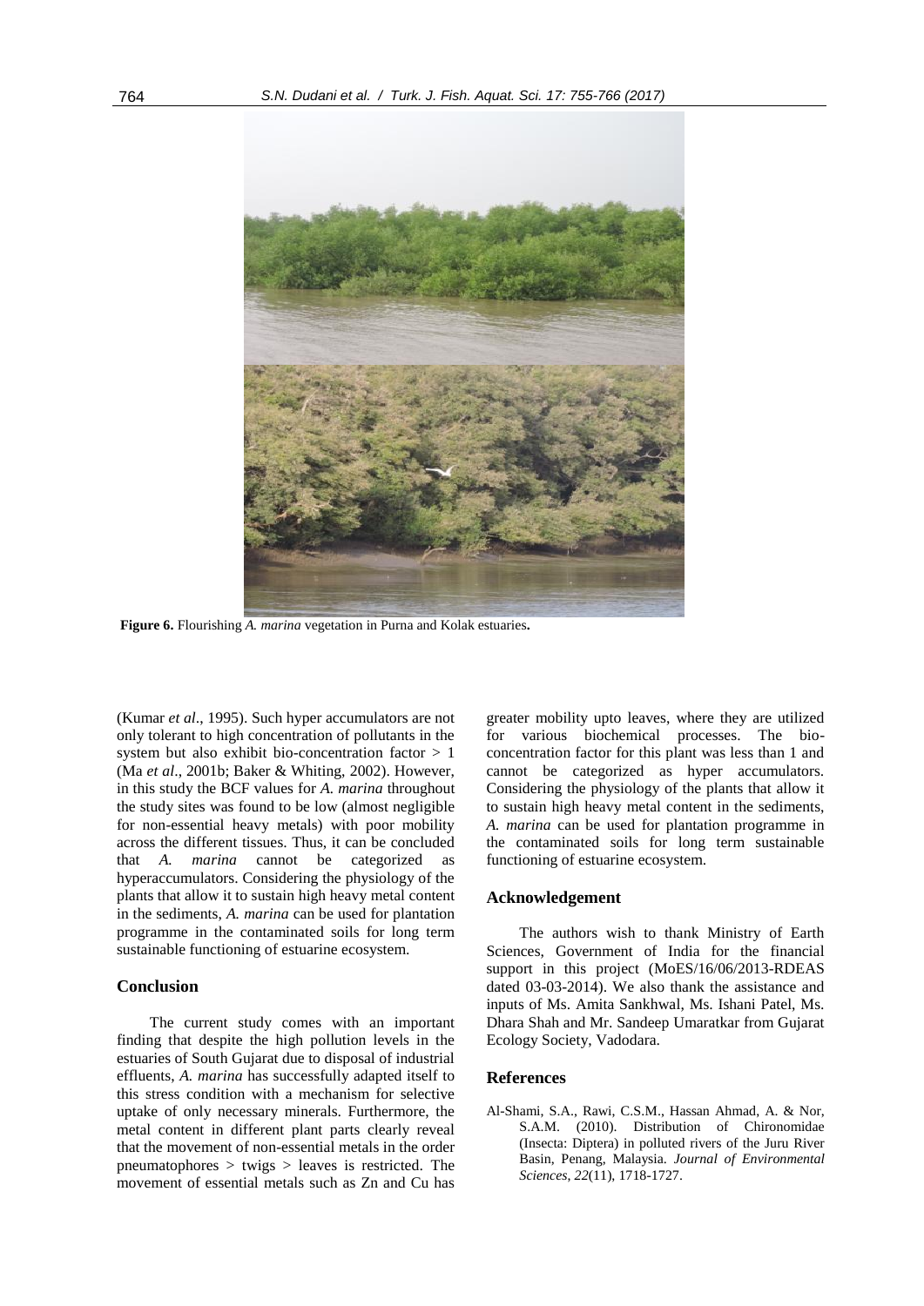Figure 6. Flourishing *A. marina* vegetation in Purna and Kolak estuaries.

(Kumar *et al*., 1995). Such hyper accumulators are not only tolerant to high concentration of pollutants in the system but also exhibit bio-concentration factor > 1 (Ma *et al*., 2001b; Baker & Whiting, 2002). However, in this study the BCF values for *A. marina* throughout the study sites was found to be low (almost negligible for non-essential heavy metals) with poor mobility across the different tissues. Thus, it can be concluded that *A. marina* cannot be categorized as hyperaccumulators. Considering the physiology of the plants that allow it to sustain high heavy metal content in the sediments, *A. marina* can be used for plantation programme in the contaminated soils for long term sustainable functioning of estuarine ecosystem.

## Conclusion

The current study comes with an important finding that despite the high pollution levels in the estuaries of South Gujarat due to disposal of industrial effluents, *A. marina* has successfully adapted itself to this stress condition with a mechanism for selective uptake of only necessary minerals. Furthermore, the metal content in different plant parts clearly reveal that the movement of non-essential metals in the order pneumatophores > twigs > leaves is restricted. The movement of essential metals such as Zn and Cu has greater mobility upto leaves, where they are utilized for various biochemical processes. The bio-concentration factor for this plant was less than 1 and cannot be categorized as hyper accumulators. Considering the physiology of the plants that allow it to sustain high heavy metal content in the sediments, *A. marina* can be used for plantation programme in the contaminated soils for long term sustainable functioning of estuarine ecosystem.

## Acknowledgement

The authors wish to thank Ministry of Earth Sciences, Government of India for the financial support in this project (MoES/16/06/2013-RDEAS dated 03-03-2014). We also thank the assistance and inputs of Ms. Amita Sankhwal, Ms. Ishani Patel, Ms. Dhara Shah and Mr. Sandeep Umaratkar from Gujarat Ecology Society, Vadodara.

## References

Al-Shami, S.A., Rawi, C.S.M., Hassan Ahmad, A. & Nor, S.A.M. (2010). Distribution of Chironomidae (Insecta: Diptera) in polluted rivers of the Juru River Basin, Penang, Malaysia. *Journal of Environmental Sciences*, *22*(11), 1718-1727.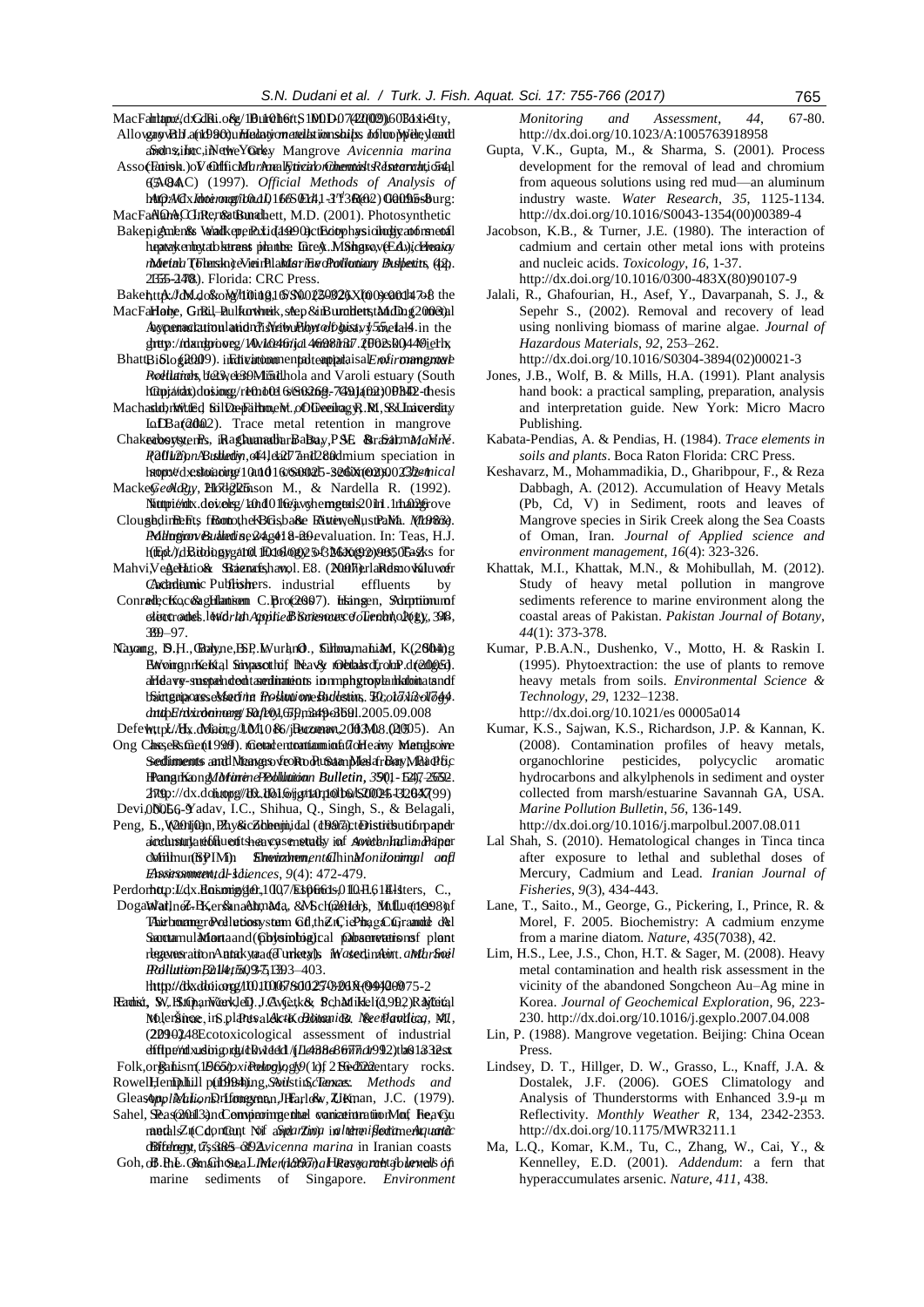*Monitoring and Assessment*, *44*, 67-80. http://dx.doi.org/10.1023/A:1005763918958

Gupta, V.K., Gupta, M., & Sharma, S. (2001). Process development for the removal of lead and chromium from aqueous solutions using red mud—an aluminum industry waste. *Water Research*, *35*, 1125-1134. http://dx.doi.org/10.1016/S0043-1354(00)00389-4

Jacobson, K.B., & Turner, J.E. (1980). The interaction of cadmium and certain other metal ions with proteins and nucleic acids. *Toxicology*, *16*, 1-37. http://dx.doi.org/10.1016/0300-483X(80)90107-9

Jalali, R., Ghafourian, H., Asef, Y., Davarpanah, S. J., & Sepehr S., (2002). Removal and recovery of lead using nonliving biomass of marine algae. *Journal of Hazardous Materials*, *92*, 253–262. http://dx.doi.org/10.1016/S0304-3894(02)00021-3

Jones, J.B., Wolf, B. & Mills, H.A. (1991). Plant analysis hand book: a practical sampling, preparation, analysis and interpretation guide. New York: Micro Macro Publishing.

Kabata-Pendias, A. & Pendias, H. (1984). *Trace elements in soils and plants*. Boca Raton Florida: CRC Press.

Keshavarz, M., Mohammadikia, D., Gharibpour, F., & Reza Dabbagh, A. (2012). Accumulation of Heavy Metals (Pb, Cd, V) in Sediment, roots and leaves of Mangrove species in Sirik Creek along the Sea Coasts of Oman, Iran. *Journal of Applied science and environment management*, *16*(4): 323-326.

Khattak, M.I., Khattak, M.N., & Mohibullah, M. (2012). Study of heavy metal pollution in mangrove sediments reference to marine environment along the coastal areas of Pakistan. *Pakistan Journal of Botany*, *44*(1): 373-378.

Kumar, P.B.A.N., Dushenko, V., Motto, H. & Raskin I. (1995). Phytoextraction: the use of plants to remove heavy metals from soils. *Environmental Science & Technology*, *29*, 1232–1238. http://dx.doi.org/10.1021/es 00005a014

Kumar, K.S., Sajwan, K.S., Richardson, J.P. & Kannan, K. (2008). Contamination profiles of heavy metals, organochlorine pesticides, polycyclic aromatic hydrocarbons and alkylphenols in sediment and oyster collected from marsh/estuarine Savannah GA, USA. *Marine Pollution Bulletin*, *56*, 136-149. http://dx.doi.org/10.1016/j.marpolbul.2007.08.011

Lal Shah, S. (2010). Hematological changes in Tinca tinca after exposure to lethal and sublethal doses of Mercury, Cadmium and Lead. *Iranian Journal of Fisheries*, *9*(3), 434-443.

Lane, T., Saito., M., George, G., Pickering, I., Prince, R. & Morel, F. 2005. Biochemistry: A cadmium enzyme from a marine diatom. *Nature*, *435*(7038), 42.

Lim, H.S., Lee, J.S., Chon, H.T. & Sager, M. (2008). Heavy metal contamination and health risk assessment in the vicinity of the abandoned Songcheon Au–Ag mine in Korea. *Journal of Geochemical Exploration*, 96, 223-230. http://dx.doi.org/10.1016/j.gexplo.2007.04.008

Lin, P. (1988). Mangrove vegetation. Beijing: China Ocean Press.

Lindsey, D. T., Hillger, D. W., Grasso, L., Knaff, J.A. & Dostalek, J.F. (2006). GOES Climatology and Analysis of Thunderstorms with Enhanced 3.9-µ m Reflectivity. *Monthly Weather R*, 134, 2342-2353. http://dx.doi.org/10.1175/MWR3211.1

Ma, L.Q., Komar, K.M., Tu, C., Zhang, W., Cai, Y., & Kennelley, E.D. (2001). *Addendum*: a fern that hyperaccumulates arsenic. *Nature*, *411*, 438.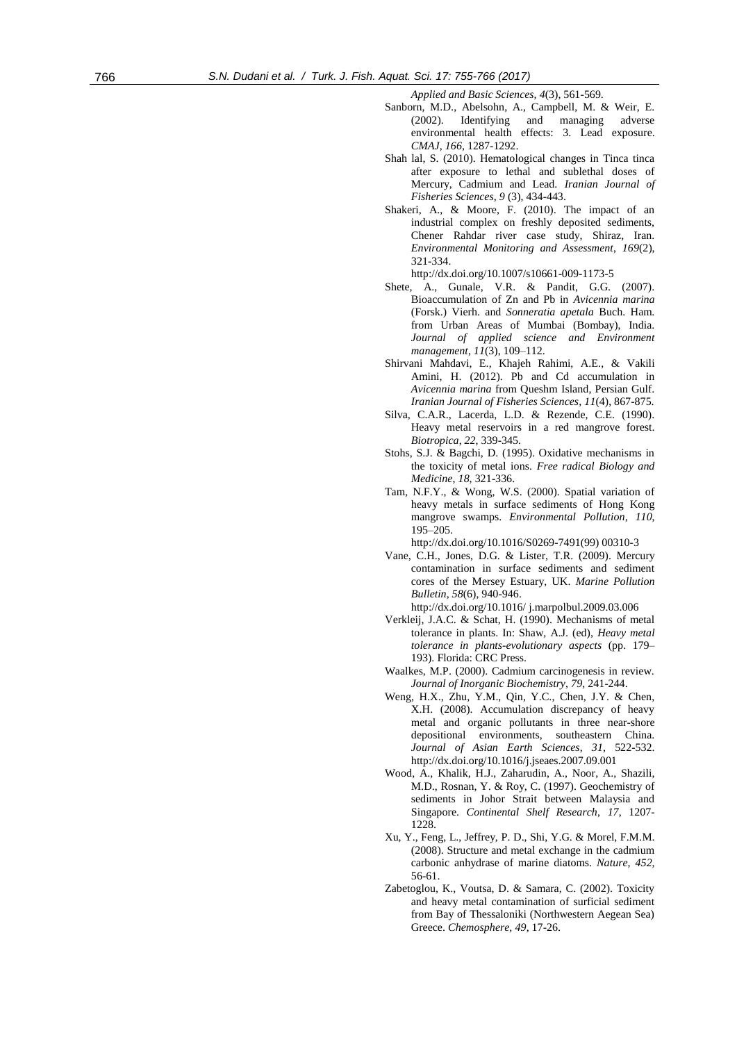*Applied and Basic Sciences*, *4*(3), 561-569.

Sanborn, M.D., Abelsohn, A., Campbell, M. & Weir, E. (2002). Identifying and managing adverse environmental health effects: 3. Lead exposure. *CMAJ*, *166*, 1287-1292.

Shah lal, S. (2010). Hematological changes in Tinca tinca after exposure to lethal and sublethal doses of Mercury, Cadmium and Lead. *Iranian Journal of Fisheries Sciences*, *9* (3), 434-443.

Shakeri, A., & Moore, F. (2010). The impact of an industrial complex on freshly deposited sediments, Chener Rahdar river case study, Shiraz, Iran. *Environmental Monitoring and Assessment*, *169*(2), 321-334. http://dx.doi.org/10.1007/s10661-009-1173-5

Shete, A., Gunale, V.R. & Pandit, G.G. (2007). Bioaccumulation of Zn and Pb in *Avicennia marina* (Forsk.) Vierh. and *Sonneratia apetala* Buch. Ham. from Urban Areas of Mumbai (Bombay), India. *Journal of applied science and Environment management*, *11*(3), 109–112.

Shirvani Mahdavi, E., Khajeh Rahimi, A.E., & Vakili Amini, H. (2012). Pb and Cd accumulation in *Avicennia marina* from Queshm Island, Persian Gulf. *Iranian Journal of Fisheries Sciences*, *11*(4), 867-875.

Silva, C.A.R., Lacerda, L.D. & Rezende, C.E. (1990). Heavy metal reservoirs in a red mangrove forest. *Biotropica*, *22*, 339-345.

Stohs, S.J. & Bagchi, D. (1995). Oxidative mechanisms in the toxicity of metal ions. *Free radical Biology and Medicine*, *18*, 321-336.

Tam, N.F.Y., & Wong, W.S. (2000). Spatial variation of heavy metals in surface sediments of Hong Kong mangrove swamps. *Environmental Pollution*, *110*, 195–205. http://dx.doi.org/10.1016/S0269-7491(99) 00310-3

Vane, C.H., Jones, D.G. & Lister, T.R. (2009). Mercury contamination in surface sediments and sediment cores of the Mersey Estuary, UK. *Marine Pollution Bulletin*, *58*(6), 940-946. http://dx.doi.org/10.1016/ j.marpolbul.2009.03.006

Verkleij, J.A.C. & Schat, H. (1990). Mechanisms of metal tolerance in plants. In: Shaw, A.J. (ed), *Heavy metal tolerance in plants-evolutionary aspects* (pp. 179–193). Florida: CRC Press.

Waalkes, M.P. (2000). Cadmium carcinogenesis in review. *Journal of Inorganic Biochemistry*, *79*, 241-244.

Weng, H.X., Zhu, Y.M., Qin, Y.C., Chen, J.Y. & Chen, X.H. (2008). Accumulation discrepancy of heavy metal and organic pollutants in three near-shore depositional environments, southeastern China. *Journal of Asian Earth Sciences*, *31*, 522-532. http://dx.doi.org/10.1016/j.jseaes.2007.09.001

Wood, A., Khalik, H.J., Zaharudin, A., Noor, A., Shazili, M.D., Rosnan, Y. & Roy, C. (1997). Geochemistry of sediments in Johor Strait between Malaysia and Singapore. *Continental Shelf Research*, *17*, 1207-1228.

Xu, Y., Feng, L., Jeffrey, P. D., Shi, Y.G. & Morel, F.M.M. (2008). Structure and metal exchange in the cadmium carbonic anhydrase of marine diatoms. *Nature*, *452*, 56-61.

Zabetoglou, K., Voutsa, D. & Samara, C. (2002). Toxicity and heavy metal contamination of surficial sediment from Bay of Thessaloniki (Northwestern Aegean Sea) Greece. *Chemosphere*, *49*, 17-26.